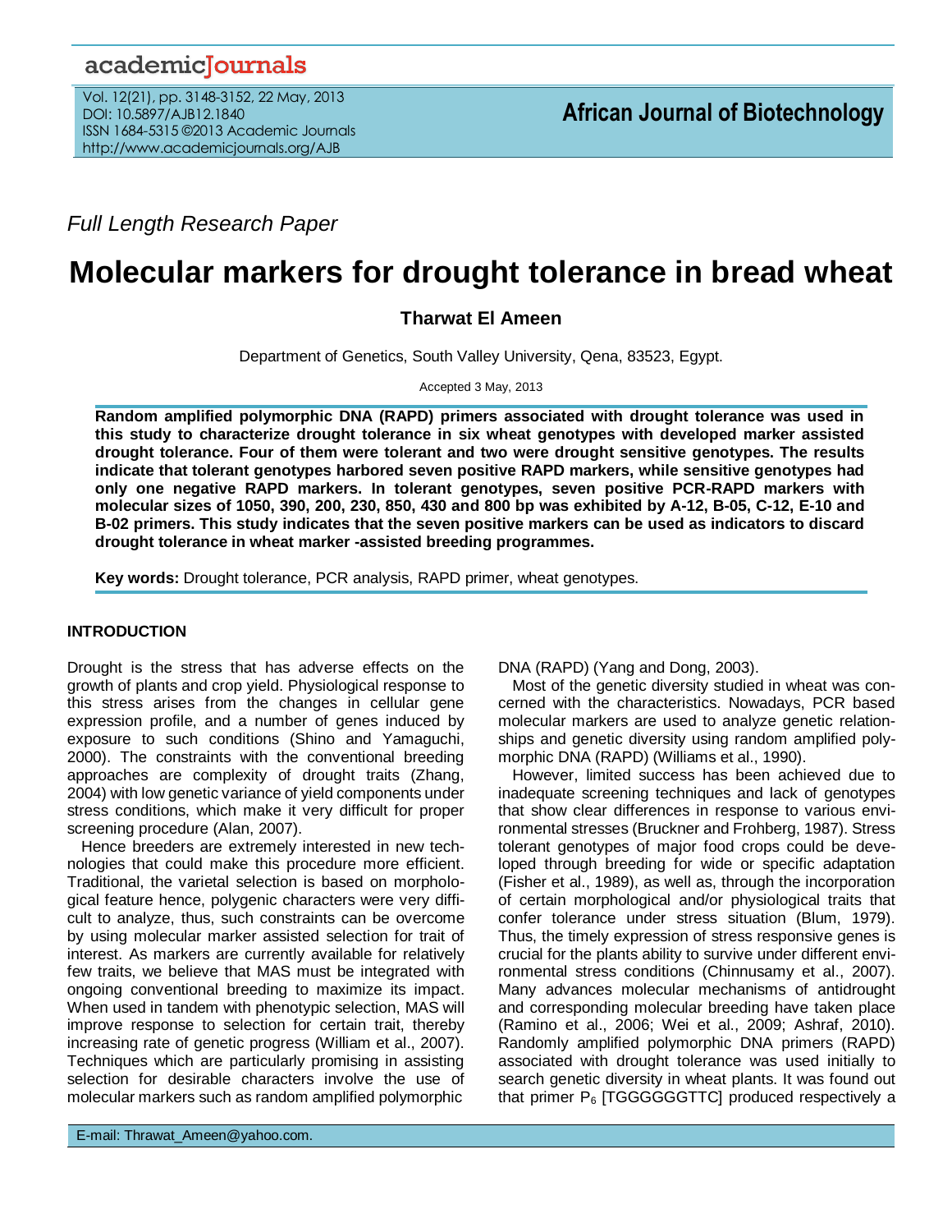Full Length Research Paper

# Molecular markers for drought tolerance in bread wheat

**Tharwat El Ameen**

Department of Genetics, South Valley University, Qena, 83523, Egypt.

Accepted 3 May, 2013

**Random amplified polymorphic DNA (RAPD) primers associated with drought tolerance was used in this study to characterize drought tolerance in six wheat genotypes with developed marker assisted drought tolerance. Four of them were tolerant and two were drought sensitive genotypes. The results indicate that tolerant genotypes harbored seven positive RAPD markers, while sensitive genotypes had only one negative RAPD markers. In tolerant genotypes, seven positive PCR-RAPD markers with molecular sizes of 1050, 390, 200, 230, 850, 430 and 800 bp was exhibited by A-12, B-05, C-12, E-10 and B-02 primers. This study indicates that the seven positive markers can be used as indicators to discard drought tolerance in wheat marker -assisted breeding programmes.**

**Key words:** Drought tolerance, PCR analysis, RAPD primer, wheat genotypes.

## INTRODUCTION

Drought is the stress that has adverse effects on the growth of plants and crop yield. Physiological response to this stress arises from the changes in cellular gene expression profile, and a number of genes induced by exposure to such conditions (Shino and Yamaguchi, 2000). The constraints with the conventional breeding approaches are complexity of drought traits (Zhang, 2004) with low genetic variance of yield components under stress conditions, which make it very difficult for proper screening procedure (Alan, 2007).

Hence breeders are extremely interested in new technologies that could make this procedure more efficient. Traditional, the varietal selection is based on morphological feature hence, polygenic characters were very difficult to analyze, thus, such constraints can be overcome by using molecular marker assisted selection for trait of interest. As markers are currently available for relatively few traits, we believe that MAS must be integrated with ongoing conventional breeding to maximize its impact. When used in tandem with phenotypic selection, MAS will improve response to selection for certain trait, thereby increasing rate of genetic progress (William et al., 2007). Techniques which are particularly promising in assisting selection for desirable characters involve the use of molecular markers such as random amplified polymorphic DNA (RAPD) (Yang and Dong, 2003).

Most of the genetic diversity studied in wheat was concerned with the characteristics. Nowadays, PCR based molecular markers are used to analyze genetic relationships and genetic diversity using random amplified polymorphic DNA (RAPD) (Williams et al., 1990).

However, limited success has been achieved due to inadequate screening techniques and lack of genotypes that show clear differences in response to various environmental stresses (Bruckner and Frohberg, 1987). Stress tolerant genotypes of major food crops could be developed through breeding for wide or specific adaptation (Fisher et al., 1989), as well as, through the incorporation of certain morphological and/or physiological traits that confer tolerance under stress situation (Blum, 1979). Thus, the timely expression of stress responsive genes is crucial for the plants ability to survive under different environmental stress conditions (Chinnusamy et al., 2007). Many advances molecular mechanisms of antidrought and corresponding molecular breeding have taken place (Ramino et al., 2006; Wei et al., 2009; Ashraf, 2010). Randomly amplified polymorphic DNA primers (RAPD) associated with drought tolerance was used initially to search genetic diversity in wheat plants. It was found out that primer $P_6$ [TGGGGGGTTC] produced respectively a

E-mail: Thrawat_Ameen@yahoo.com.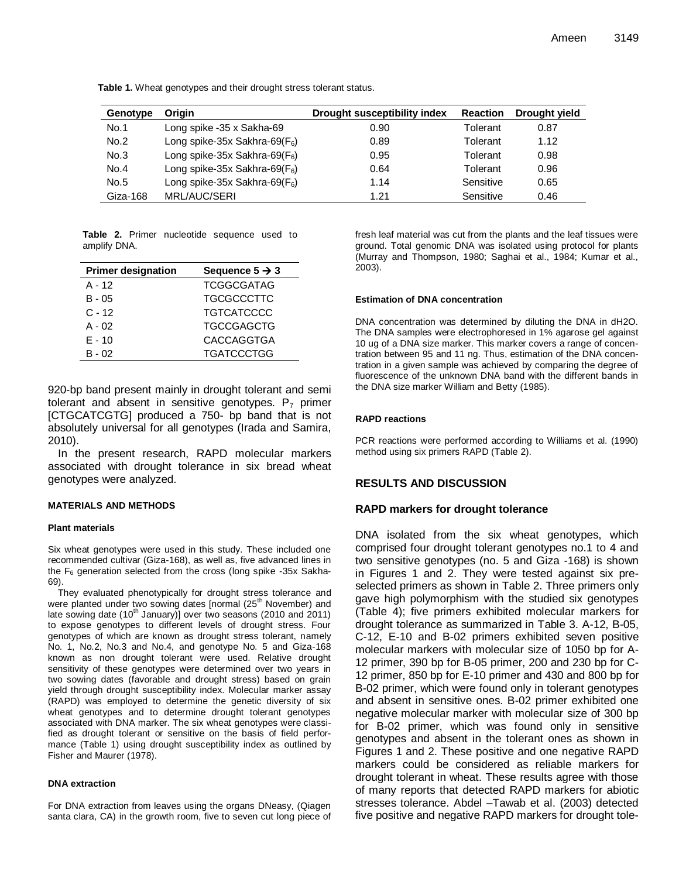**Table 1.** Wheat genotypes and their drought stress tolerant status.

| Genotype | Origin | Drought susceptibility index | Reaction | Drought yield |
|---|---|---|---|---|
| No.1 | Long spike -35 x Sakha-69 | 0.90 | Tolerant | 0.87 |
| No.2 | Long spike-35x Sakhra-69($F_6$) | 0.89 | Tolerant | 1.12 |
| No.3 | Long spike-35x Sakhra-69($F_6$) | 0.95 | Tolerant | 0.98 |
| No.4 | Long spike-35x Sakhra-69($F_6$) | 0.64 | Tolerant | 0.96 |
| No.5 | Long spike-35x Sakhra-69($F_6$) | 1.14 | Sensitive | 0.65 |
| Giza-168 | MRL/AUC/SERI | 1.21 | Sensitive | 0.46 |

**Table 2.** Primer nucleotide sequence used to amplify DNA.

| Primer designation | Sequence 5 → 3 |
|---|---|
| A - 12 | TCGGCGATAG |
| B - 05 | TGCGCCCTTC |
| C - 12 | TGTCATCCCC |
| A - 02 | TGCCGAGCTG |
| E - 10 | CACCAGGTGA |
| B - 02 | TGATCCCTGG |

920-bp band present mainly in drought tolerant and semi tolerant and absent in sensitive genotypes. $P_7$ primer [CTGCATCGTG] produced a 750- bp band that is not absolutely universal for all genotypes (Irada and Samira, 2010).

In the present research, RAPD molecular markers associated with drought tolerance in six bread wheat genotypes were analyzed.

## MATERIALS AND METHODS

### Plant materials

Six wheat genotypes were used in this study. These included one recommended cultivar (Giza-168), as well as, five advanced lines in the $F_6$ generation selected from the cross (long spike -35x Sakha-69).

They evaluated phenotypically for drought stress tolerance and were planted under two sowing dates [normal (25th November) and late sowing date (10th January)] over two seasons (2010 and 2011) to expose genotypes to different levels of drought stress. Four genotypes of which are known as drought stress tolerant, namely No. 1, No.2, No.3 and No.4, and genotype No. 5 and Giza-168 known as non drought tolerant were used. Relative drought sensitivity of these genotypes were determined over two years in two sowing dates (favorable and drought stress) based on grain yield through drought susceptibility index. Molecular marker assay (RAPD) was employed to determine the genetic diversity of six wheat genotypes and to determine drought tolerant genotypes associated with DNA marker. The six wheat genotypes were classified as drought tolerant or sensitive on the basis of field performance (Table 1) using drought susceptibility index as outlined by Fisher and Maurer (1978).

### DNA extraction

For DNA extraction from leaves using the organs DNeasy, (Qiagen santa clara, CA) in the growth room, five to seven cut long piece of fresh leaf material was cut from the plants and the leaf tissues were ground. Total genomic DNA was isolated using protocol for plants (Murray and Thompson, 1980; Saghai et al., 1984; Kumar et al., 2003).

### Estimation of DNA concentration

DNA concentration was determined by diluting the DNA in dH2O. The DNA samples were electrophoresed in 1% agarose gel against 10 ug of a DNA size marker. This marker covers a range of concentration between 95 and 11 ng. Thus, estimation of the DNA concentration in a given sample was achieved by comparing the degree of fluorescence of the unknown DNA band with the different bands in the DNA size marker William and Betty (1985).

### RAPD reactions

PCR reactions were performed according to Williams et al. (1990) method using six primers RAPD (Table 2).

## RESULTS AND DISCUSSION

### RAPD markers for drought tolerance

DNA isolated from the six wheat genotypes, which comprised four drought tolerant genotypes no.1 to 4 and two sensitive genotypes (no. 5 and Giza -168) is shown in Figures 1 and 2. They were tested against six preselected primers as shown in Table 2. Three primers only gave high polymorphism with the studied six genotypes (Table 4); five primers exhibited molecular markers for drought tolerance as summarized in Table 3. A-12, B-05, C-12, E-10 and B-02 primers exhibited seven positive molecular markers with molecular size of 1050 bp for A-12 primer, 390 bp for B-05 primer, 200 and 230 bp for C-12 primer, 850 bp for E-10 primer and 430 and 800 bp for B-02 primer, which were found only in tolerant genotypes and absent in sensitive ones. B-02 primer exhibited one negative molecular marker with molecular size of 300 bp for B-02 primer, which was found only in sensitive genotypes and absent in the tolerant ones as shown in Figures 1 and 2. These positive and one negative RAPD markers could be considered as reliable markers for drought tolerant in wheat. These results agree with those of many reports that detected RAPD markers for abiotic stresses tolerance. Abdel –Tawab et al. (2003) detected five positive and negative RAPD markers for drought tole-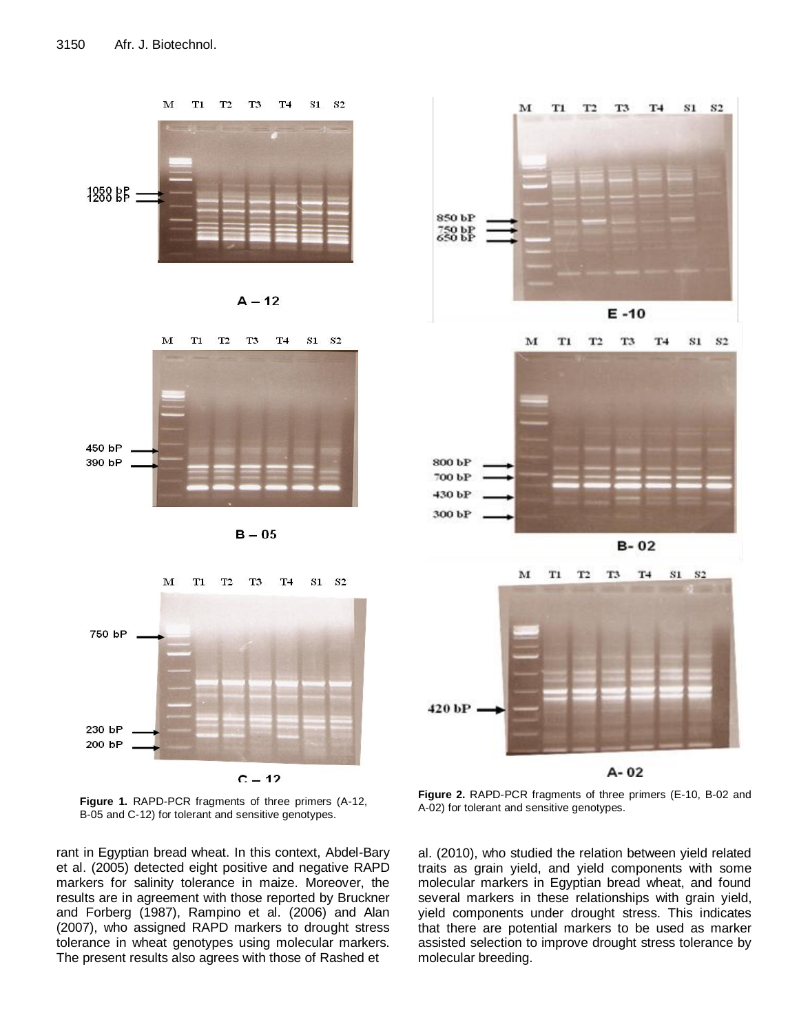**Figure 1.** RAPD-PCR fragments of three primers (A-12, B-05 and C-12) for tolerant and sensitive genotypes.

**Figure 2.** RAPD-PCR fragments of three primers (E-10, B-02 and A-02) for tolerant and sensitive genotypes.

rant in Egyptian bread wheat. In this context, Abdel-Bary et al. (2005) detected eight positive and negative RAPD markers for salinity tolerance in maize. Moreover, the results are in agreement with those reported by Bruckner and Forberg (1987), Rampino et al. (2006) and Alan (2007), who assigned RAPD markers to drought stress tolerance in wheat genotypes using molecular markers. The present results also agrees with those of Rashed et al. (2010), who studied the relation between yield related traits as grain yield, and yield components with some molecular markers in Egyptian bread wheat, and found several markers in these relationships with grain yield, yield components under drought stress. This indicates that there are potential markers to be used as marker assisted selection to improve drought stress tolerance by molecular breeding.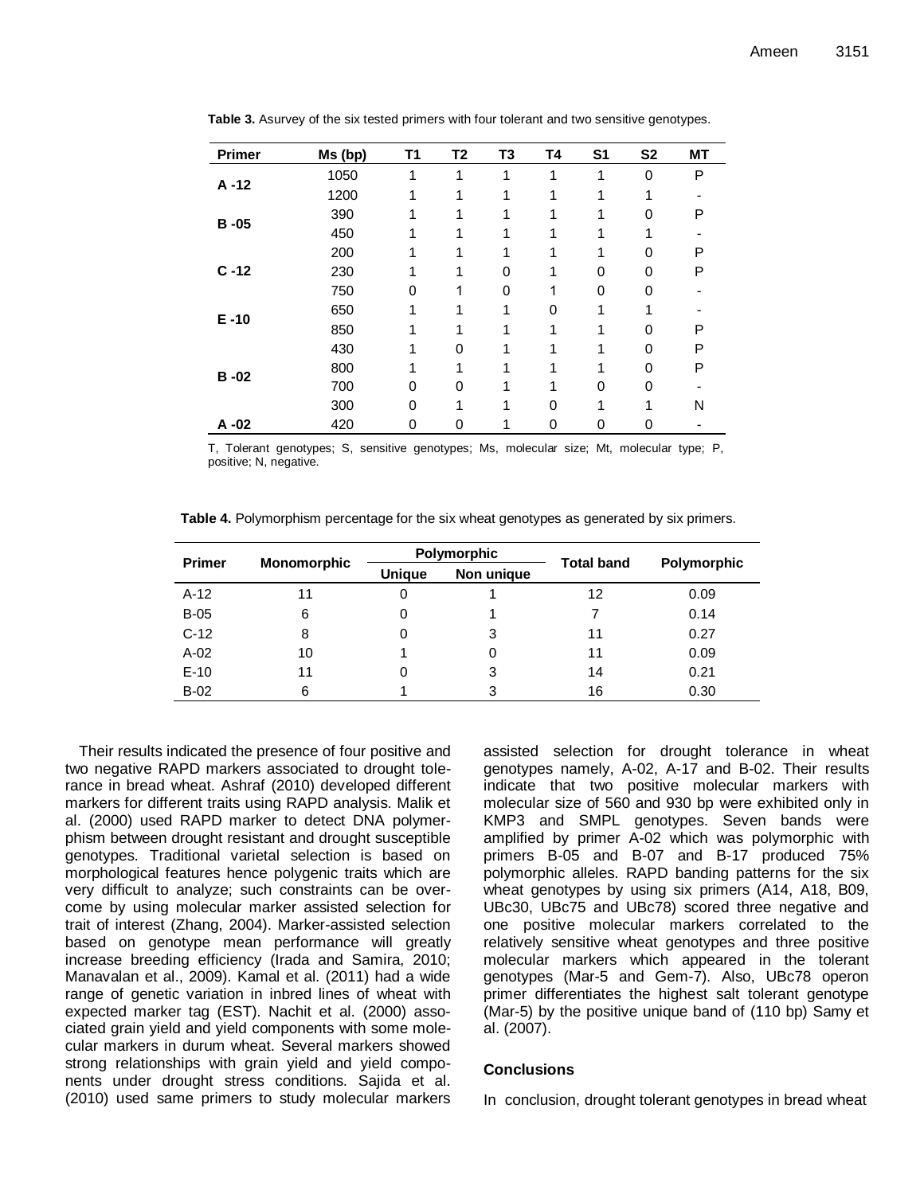**Table 3.** Asurvey of the six tested primers with four tolerant and two sensitive genotypes.

| Primer | Ms (bp) | T1 | T2 | T3 | T4 | S1 | S2 | MT |
|---|---|---|---|---|---|---|---|---|
| A -12 | 1050 | 1 | 1 | 1 | 1 | 1 | 0 | P |
| | 1200 | 1 | 1 | 1 | 1 | 1 | 1 | - |
| B -05 | 390 | 1 | 1 | 1 | 1 | 1 | 0 | P |
| | 450 | 1 | 1 | 1 | 1 | 1 | 1 | - |
| C -12 | 200 | 1 | 1 | 1 | 1 | 1 | 0 | P |
| | 230 | 1 | 1 | 0 | 1 | 0 | 0 | P |
| | 750 | 0 | 1 | 0 | 1 | 0 | 0 | - |
| E -10 | 650 | 1 | 1 | 1 | 0 | 1 | 1 | - |
| | 850 | 1 | 1 | 1 | 1 | 1 | 0 | P |
| B -02 | 430 | 1 | 0 | 1 | 1 | 1 | 0 | P |
| | 800 | 1 | 1 | 1 | 1 | 1 | 0 | P |
| | 700 | 0 | 0 | 1 | 1 | 0 | 0 | - |
| | 300 | 0 | 1 | 1 | 0 | 1 | 1 | N |
| A -02 | 420 | 0 | 0 | 1 | 0 | 0 | 0 | - |

T, Tolerant genotypes; S, sensitive genotypes; Ms, molecular size; Mt, molecular type; P, positive; N, negative.

**Table 4.** Polymorphism percentage for the six wheat genotypes as generated by six primers.

| Primer | Monomorphic | Polymorphic | | Total band | Polymorphic |
|---|---|---|---|---|---|
| | | Unique | Non unique | | |
| A-12 | 11 | 0 | 1 | 12 | 0.09 |
| B-05 | 6 | 0 | 1 | 7 | 0.14 |
| C-12 | 8 | 0 | 3 | 11 | 0.27 |
| A-02 | 10 | 1 | 0 | 11 | 0.09 |
| E-10 | 11 | 0 | 3 | 14 | 0.21 |
| B-02 | 6 | 1 | 3 | 16 | 0.30 |

Their results indicated the presence of four positive and two negative RAPD markers associated to drought tolerance in bread wheat. Ashraf (2010) developed different markers for different traits using RAPD analysis. Malik et al. (2000) used RAPD marker to detect DNA polymerphism between drought resistant and drought susceptible genotypes. Traditional varietal selection is based on morphological features hence polygenic traits which are very difficult to analyze; such constraints can be overcome by using molecular marker assisted selection for trait of interest (Zhang, 2004). Marker-assisted selection based on genotype mean performance will greatly increase breeding efficiency (Irada and Samira, 2010; Manavalan et al., 2009). Kamal et al. (2011) had a wide range of genetic variation in inbred lines of wheat with expected marker tag (EST). Nachit et al. (2000) associated grain yield and yield components with some molecular markers in durum wheat. Several markers showed strong relationships with grain yield and yield components under drought stress conditions. Sajida et al. (2010) used same primers to study molecular markers assisted selection for drought tolerance in wheat genotypes namely, A-02, A-17 and B-02. Their results indicate that two positive molecular markers with molecular size of 560 and 930 bp were exhibited only in KMP3 and SMPL genotypes. Seven bands were amplified by primer A-02 which was polymorphic with primers B-05 and B-07 and B-17 produced 75% polymorphic alleles. RAPD banding patterns for the six wheat genotypes by using six primers (A14, A18, B09, UBc30, UBc75 and UBc78) scored three negative and one positive molecular markers correlated to the relatively sensitive wheat genotypes and three positive molecular markers which appeared in the tolerant genotypes (Mar-5 and Gem-7). Also, UBc78 operon primer differentiates the highest salt tolerant genotype (Mar-5) by the positive unique band of (110 bp) Samy et al. (2007).

## Conclusions

In conclusion, drought tolerant genotypes in bread wheat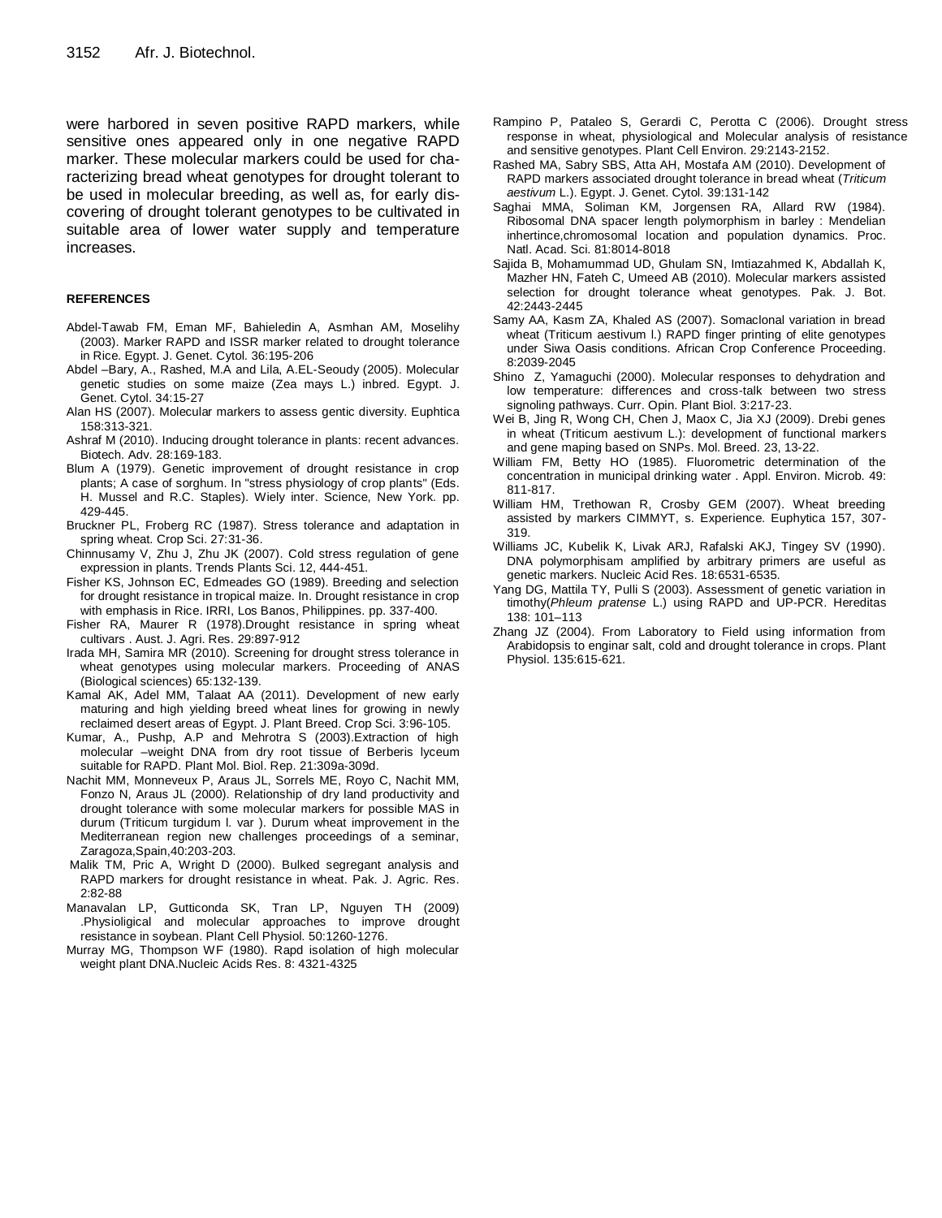were harbored in seven positive RAPD markers, while sensitive ones appeared only in one negative RAPD marker. These molecular markers could be used for characterizing bread wheat genotypes for drought tolerant to be used in molecular breeding, as well as, for early discovering of drought tolerant genotypes to be cultivated in suitable area of lower water supply and temperature increases.

## REFERENCES

Abdel-Tawab FM, Eman MF, Bahieledin A, Asmhan AM, Moselihy (2003). Marker RAPD and ISSR marker related to drought tolerance in Rice. Egypt. J. Genet. Cytol. 36:195-206

Abdel –Bary, A., Rashed, M.A and Lila, A.EL-Seoudy (2005). Molecular genetic studies on some maize (Zea mays L.) inbred. Egypt. J. Genet. Cytol. 34:15-27

Alan HS (2007). Molecular markers to assess gentic diversity. Euphtica 158:313-321.

Ashraf M (2010). Inducing drought tolerance in plants: recent advances. Biotech. Adv. 28:169-183.

Blum A (1979). Genetic improvement of drought resistance in crop plants; A case of sorghum. In "stress physiology of crop plants" (Eds. H. Mussel and R.C. Staples). Wiely inter. Science, New York. pp. 429-445.

Bruckner PL, Froberg RC (1987). Stress tolerance and adaptation in spring wheat. Crop Sci. 27:31-36.

Chinnusamy V, Zhu J, Zhu JK (2007). Cold stress regulation of gene expression in plants. Trends Plants Sci. 12, 444-451.

Fisher KS, Johnson EC, Edmeades GO (1989). Breeding and selection for drought resistance in tropical maize. In. Drought resistance in crop with emphasis in Rice. IRRI, Los Banos, Philippines. pp. 337-400.

Fisher RA, Maurer R (1978).Drought resistance in spring wheat cultivars . Aust. J. Agri. Res. 29:897-912

Irada MH, Samira MR (2010). Screening for drought stress tolerance in wheat genotypes using molecular markers. Proceeding of ANAS (Biological sciences) 65:132-139.

Kamal AK, Adel MM, Talaat AA (2011). Development of new early maturing and high yielding breed wheat lines for growing in newly reclaimed desert areas of Egypt. J. Plant Breed. Crop Sci. 3:96-105.

Kumar, A., Pushp, A.P and Mehrotra S (2003).Extraction of high molecular –weight DNA from dry root tissue of Berberis lyceum suitable for RAPD. Plant Mol. Biol. Rep. 21:309a-309d.

Nachit MM, Monneveux P, Araus JL, Sorrels ME, Royo C, Nachit MM, Fonzo N, Araus JL (2000). Relationship of dry land productivity and drought tolerance with some molecular markers for possible MAS in durum (Triticum turgidum l. var ). Durum wheat improvement in the Mediterranean region new challenges proceedings of a seminar, Zaragoza,Spain,40:203-203.

Malik TM, Pric A, Wright D (2000). Bulked segregant analysis and RAPD markers for drought resistance in wheat. Pak. J. Agric. Res. 2:82-88

Manavalan LP, Gutticonda SK, Tran LP, Nguyen TH (2009) .Physioligical and molecular approaches to improve drought resistance in soybean. Plant Cell Physiol. 50:1260-1276.

Murray MG, Thompson WF (1980). Rapd isolation of high molecular weight plant DNA.Nucleic Acids Res. 8: 4321-4325

Rampino P, Pataleo S, Gerardi C, Perotta C (2006). Drought stress response in wheat, physiological and Molecular analysis of resistance and sensitive genotypes. Plant Cell Environ. 29:2143-2152.

Rashed MA, Sabry SBS, Atta AH, Mostafa AM (2010). Development of RAPD markers associated drought tolerance in bread wheat (*Triticum aestivum* L.). Egypt. J. Genet. Cytol. 39:131-142

Saghai MMA, Soliman KM, Jorgensen RA, Allard RW (1984). Ribosomal DNA spacer length polymorphism in barley : Mendelian inhertince,chromosomal location and population dynamics. Proc. Natl. Acad. Sci. 81:8014-8018

Sajida B, Mohamummad UD, Ghulam SN, Imtiazahmed K, Abdallah K, Mazher HN, Fateh C, Umeed AB (2010). Molecular markers assisted selection for drought tolerance wheat genotypes. Pak. J. Bot. 42:2443-2445

Samy AA, Kasm ZA, Khaled AS (2007). Somaclonal variation in bread wheat (Triticum aestivum l.) RAPD finger printing of elite genotypes under Siwa Oasis conditions. African Crop Conference Proceeding. 8:2039-2045

Shino Z, Yamaguchi (2000). Molecular responses to dehydration and low temperature: differences and cross-talk between two stress signoling pathways. Curr. Opin. Plant Biol. 3:217-23.

Wei B, Jing R, Wong CH, Chen J, Maox C, Jia XJ (2009). Drebi genes in wheat (Triticum aestivum L.): development of functional markers and gene maping based on SNPs. Mol. Breed. 23, 13-22.

William FM, Betty HO (1985). Fluorometric determination of the concentration in municipal drinking water . Appl. Environ. Microb. 49: 811-817.

William HM, Trethowan R, Crosby GEM (2007). Wheat breeding assisted by markers CIMMYT, s. Experience. Euphytica 157, 307-319.

Williams JC, Kubelik K, Livak ARJ, Rafalski AKJ, Tingey SV (1990). DNA polymorphisam amplified by arbitrary primers are useful as genetic markers. Nucleic Acid Res. 18:6531-6535.

Yang DG, Mattila TY, Pulli S (2003). Assessment of genetic variation in timothy(*Phleum pratense* L.) using RAPD and UP-PCR. Hereditas 138: 101–113

Zhang JZ (2004). From Laboratory to Field using information from Arabidopsis to enginar salt, cold and drought tolerance in crops. Plant Physiol. 135:615-621.